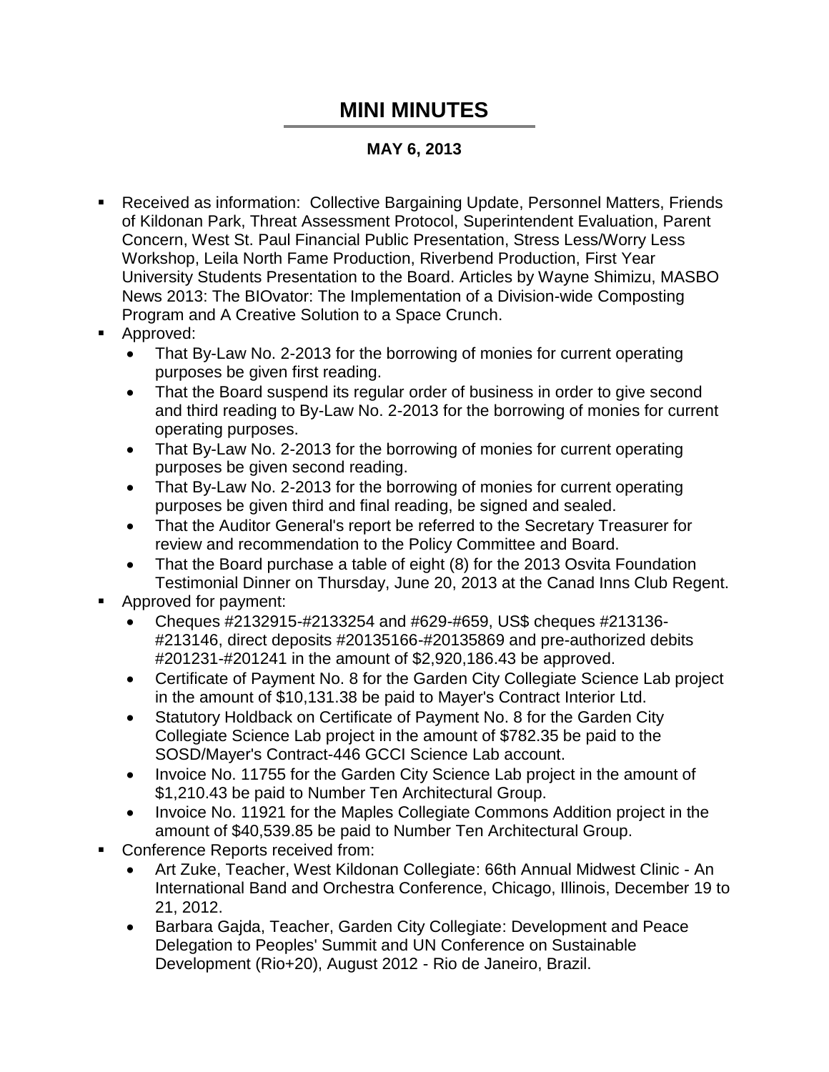# MINI MINUTES

**MAY 6, 2013**

- Received as information: Collective Bargaining Update, Personnel Matters, Friends of Kildonan Park, Threat Assessment Protocol, Superintendent Evaluation, Parent Concern, West St. Paul Financial Public Presentation, Stress Less/Worry Less Workshop, Leila North Fame Production, Riverbend Production, First Year University Students Presentation to the Board. Articles by Wayne Shimizu, MASBO News 2013: The BIOvator: The Implementation of a Division-wide Composting Program and A Creative Solution to a Space Crunch.
- Approved:
  - That By-Law No. 2-2013 for the borrowing of monies for current operating purposes be given first reading.
  - That the Board suspend its regular order of business in order to give second and third reading to By-Law No. 2-2013 for the borrowing of monies for current operating purposes.
  - That By-Law No. 2-2013 for the borrowing of monies for current operating purposes be given second reading.
  - That By-Law No. 2-2013 for the borrowing of monies for current operating purposes be given third and final reading, be signed and sealed.
  - That the Auditor General's report be referred to the Secretary Treasurer for review and recommendation to the Policy Committee and Board.
  - That the Board purchase a table of eight (8) for the 2013 Osvita Foundation Testimonial Dinner on Thursday, June 20, 2013 at the Canad Inns Club Regent.
- Approved for payment:
  - Cheques #2132915-#2133254 and #629-#659, US$ cheques #213136-#213146, direct deposits #20135166-#20135869 and pre-authorized debits #201231-#201241 in the amount of $2,920,186.43 be approved.
  - Certificate of Payment No. 8 for the Garden City Collegiate Science Lab project in the amount of $10,131.38 be paid to Mayer's Contract Interior Ltd.
  - Statutory Holdback on Certificate of Payment No. 8 for the Garden City Collegiate Science Lab project in the amount of $782.35 be paid to the SOSD/Mayer's Contract-446 GCCI Science Lab account.
  - Invoice No. 11755 for the Garden City Science Lab project in the amount of $1,210.43 be paid to Number Ten Architectural Group.
  - Invoice No. 11921 for the Maples Collegiate Commons Addition project in the amount of $40,539.85 be paid to Number Ten Architectural Group.
- Conference Reports received from:
  - Art Zuke, Teacher, West Kildonan Collegiate: 66th Annual Midwest Clinic - An International Band and Orchestra Conference, Chicago, Illinois, December 19 to 21, 2012.
  - Barbara Gajda, Teacher, Garden City Collegiate: Development and Peace Delegation to Peoples' Summit and UN Conference on Sustainable Development (Rio+20), August 2012 - Rio de Janeiro, Brazil.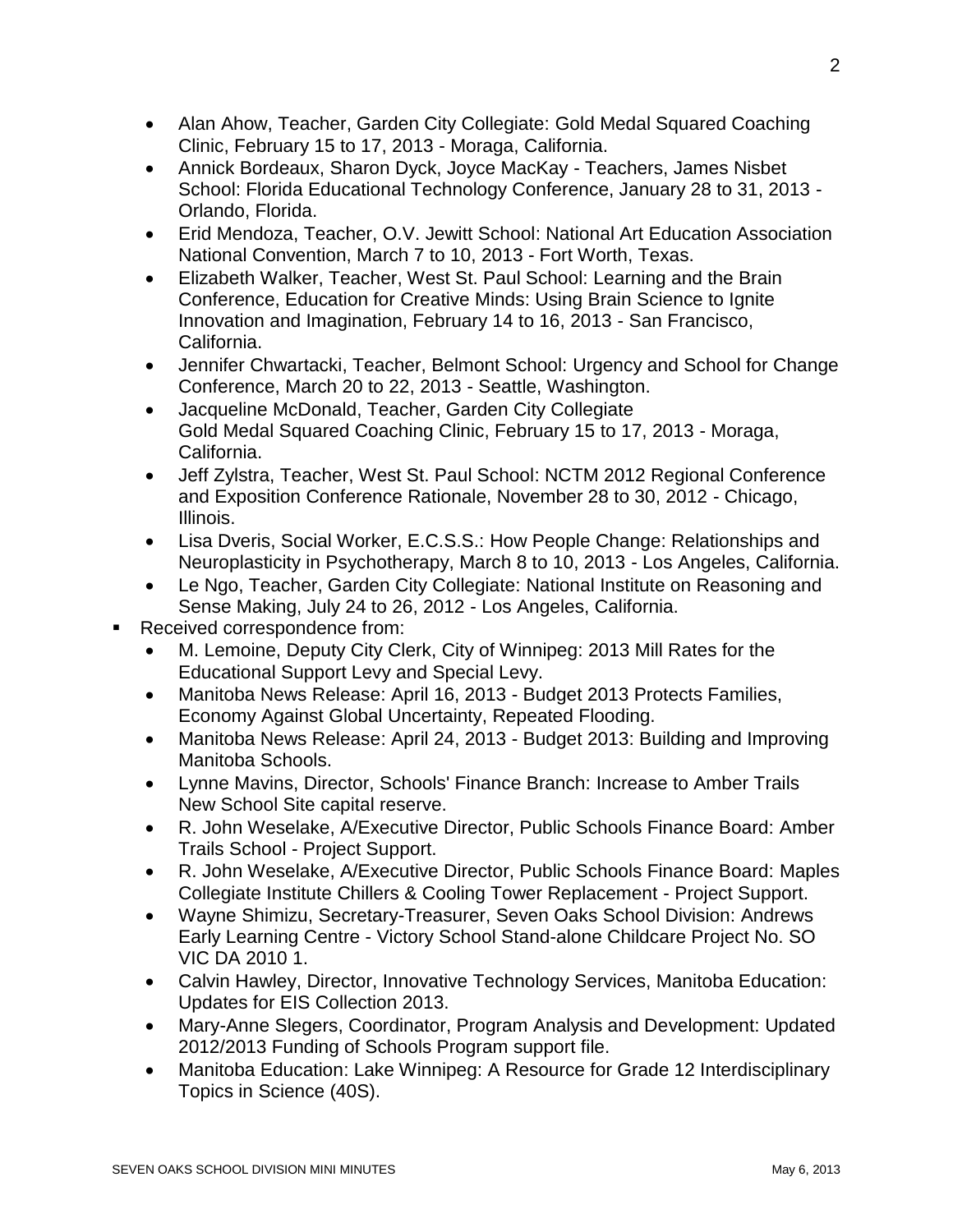- Alan Ahow, Teacher, Garden City Collegiate: Gold Medal Squared Coaching Clinic, February 15 to 17, 2013 - Moraga, California.
- Annick Bordeaux, Sharon Dyck, Joyce MacKay - Teachers, James Nisbet School: Florida Educational Technology Conference, January 28 to 31, 2013 - Orlando, Florida.
- Erid Mendoza, Teacher, O.V. Jewitt School: National Art Education Association National Convention, March 7 to 10, 2013 - Fort Worth, Texas.
- Elizabeth Walker, Teacher, West St. Paul School: Learning and the Brain Conference, Education for Creative Minds: Using Brain Science to Ignite Innovation and Imagination, February 14 to 16, 2013 - San Francisco, California.
- Jennifer Chwartacki, Teacher, Belmont School: Urgency and School for Change Conference, March 20 to 22, 2013 - Seattle, Washington.
- Jacqueline McDonald, Teacher, Garden City Collegiate Gold Medal Squared Coaching Clinic, February 15 to 17, 2013 - Moraga, California.
- Jeff Zylstra, Teacher, West St. Paul School: NCTM 2012 Regional Conference and Exposition Conference Rationale, November 28 to 30, 2012 - Chicago, Illinois.
- Lisa Dveris, Social Worker, E.C.S.S.: How People Change: Relationships and Neuroplasticity in Psychotherapy, March 8 to 10, 2013 - Los Angeles, California.
- Le Ngo, Teacher, Garden City Collegiate: National Institute on Reasoning and Sense Making, July 24 to 26, 2012 - Los Angeles, California.

- Received correspondence from:
  - M. Lemoine, Deputy City Clerk, City of Winnipeg: 2013 Mill Rates for the Educational Support Levy and Special Levy.
  - Manitoba News Release: April 16, 2013 - Budget 2013 Protects Families, Economy Against Global Uncertainty, Repeated Flooding.
  - Manitoba News Release: April 24, 2013 - Budget 2013: Building and Improving Manitoba Schools.
  - Lynne Mavins, Director, Schools' Finance Branch: Increase to Amber Trails New School Site capital reserve.
  - R. John Weselake, A/Executive Director, Public Schools Finance Board: Amber Trails School - Project Support.
  - R. John Weselake, A/Executive Director, Public Schools Finance Board: Maples Collegiate Institute Chillers & Cooling Tower Replacement - Project Support.
  - Wayne Shimizu, Secretary-Treasurer, Seven Oaks School Division: Andrews Early Learning Centre - Victory School Stand-alone Childcare Project No. SO VIC DA 2010 1.
  - Calvin Hawley, Director, Innovative Technology Services, Manitoba Education: Updates for EIS Collection 2013.
  - Mary-Anne Slegers, Coordinator, Program Analysis and Development: Updated 2012/2013 Funding of Schools Program support file.
  - Manitoba Education: Lake Winnipeg: A Resource for Grade 12 Interdisciplinary Topics in Science (40S).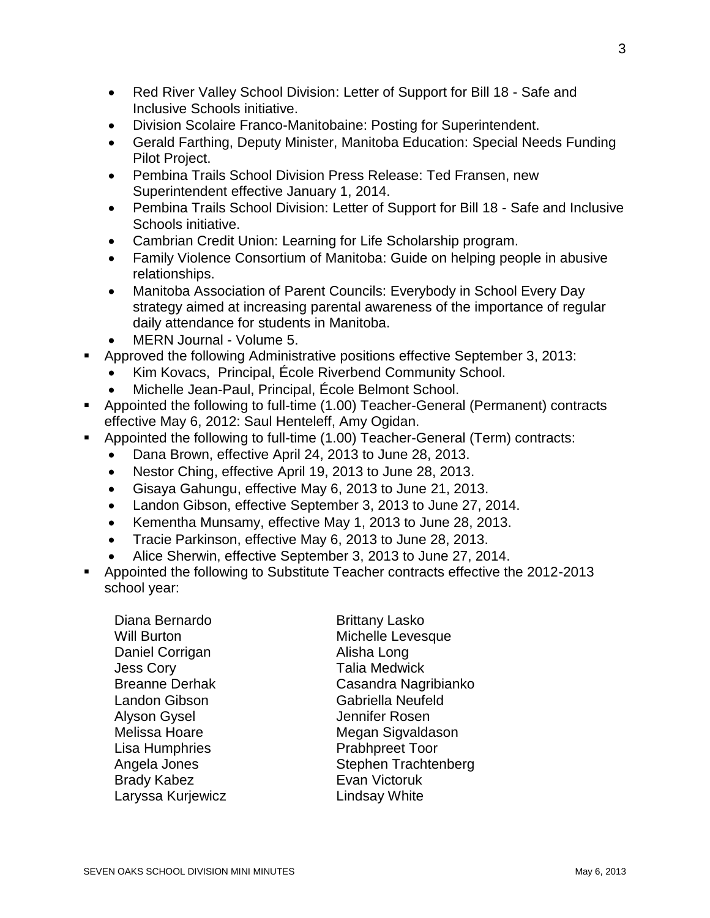- Red River Valley School Division: Letter of Support for Bill 18 - Safe and Inclusive Schools initiative.
- Division Scolaire Franco-Manitobaine: Posting for Superintendent.
- Gerald Farthing, Deputy Minister, Manitoba Education: Special Needs Funding Pilot Project.
- Pembina Trails School Division Press Release: Ted Fransen, new Superintendent effective January 1, 2014.
- Pembina Trails School Division: Letter of Support for Bill 18 - Safe and Inclusive Schools initiative.
- Cambrian Credit Union: Learning for Life Scholarship program.
- Family Violence Consortium of Manitoba: Guide on helping people in abusive relationships.
- Manitoba Association of Parent Councils: Everybody in School Every Day strategy aimed at increasing parental awareness of the importance of regular daily attendance for students in Manitoba.
- MERN Journal - Volume 5.

- Approved the following Administrative positions effective September 3, 2013:
  - Kim Kovacs, Principal, École Riverbend Community School.
  - Michelle Jean-Paul, Principal, École Belmont School.
- Appointed the following to full-time (1.00) Teacher-General (Permanent) contracts effective May 6, 2012: Saul Henteleff, Amy Ogidan.
- Appointed the following to full-time (1.00) Teacher-General (Term) contracts:
  - Dana Brown, effective April 24, 2013 to June 28, 2013.
  - Nestor Ching, effective April 19, 2013 to June 28, 2013.
  - Gisaya Gahungu, effective May 6, 2013 to June 21, 2013.
  - Landon Gibson, effective September 3, 2013 to June 27, 2014.
  - Kementha Munsamy, effective May 1, 2013 to June 28, 2013.
  - Tracie Parkinson, effective May 6, 2013 to June 28, 2013.
  - Alice Sherwin, effective September 3, 2013 to June 27, 2014.
- Appointed the following to Substitute Teacher contracts effective the 2012-2013 school year:

  Diana Bernardo
  Will Burton
  Daniel Corrigan
  Jess Cory
  Breanne Derhak
  Landon Gibson
  Alyson Gysel
  Melissa Hoare
  Lisa Humphries
  Angela Jones
  Brady Kabez
  Laryssa Kurjewicz
  Brittany Lasko
  Michelle Levesque
  Alisha Long
  Talia Medwick
  Casandra Nagribianko
  Gabriella Neufeld
  Jennifer Rosen
  Megan Sigvaldason
  Prabhpreet Toor
  Stephen Trachtenberg
  Evan Victoruk
  Lindsay White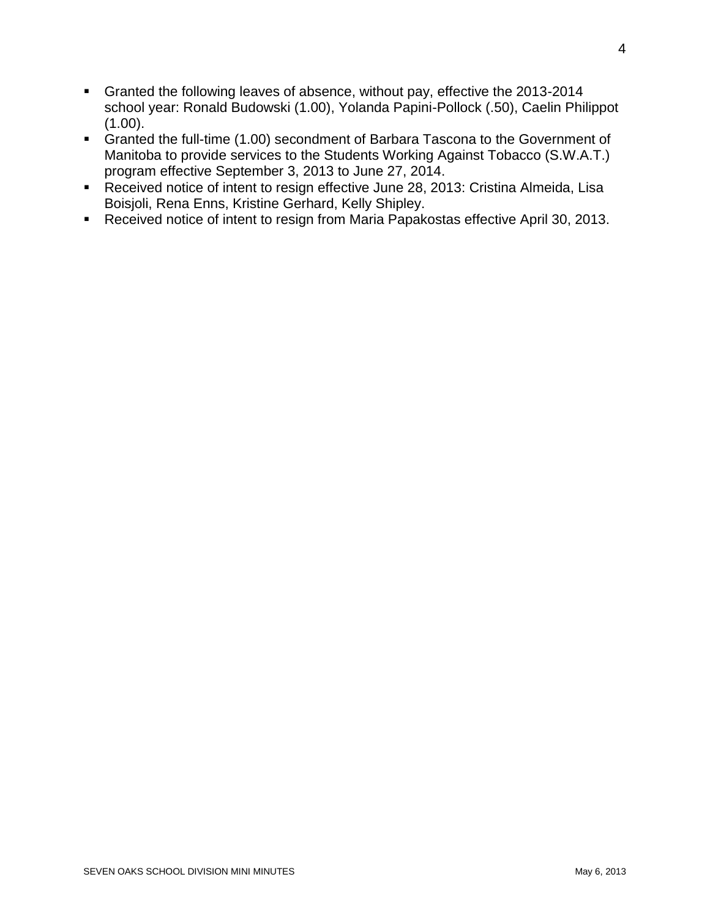- Granted the following leaves of absence, without pay, effective the 2013-2014 school year: Ronald Budowski (1.00), Yolanda Papini-Pollock (.50), Caelin Philippot (1.00).
- Granted the full-time (1.00) secondment of Barbara Tascona to the Government of Manitoba to provide services to the Students Working Against Tobacco (S.W.A.T.) program effective September 3, 2013 to June 27, 2014.
- Received notice of intent to resign effective June 28, 2013: Cristina Almeida, Lisa Boisjoli, Rena Enns, Kristine Gerhard, Kelly Shipley.
- Received notice of intent to resign from Maria Papakostas effective April 30, 2013.